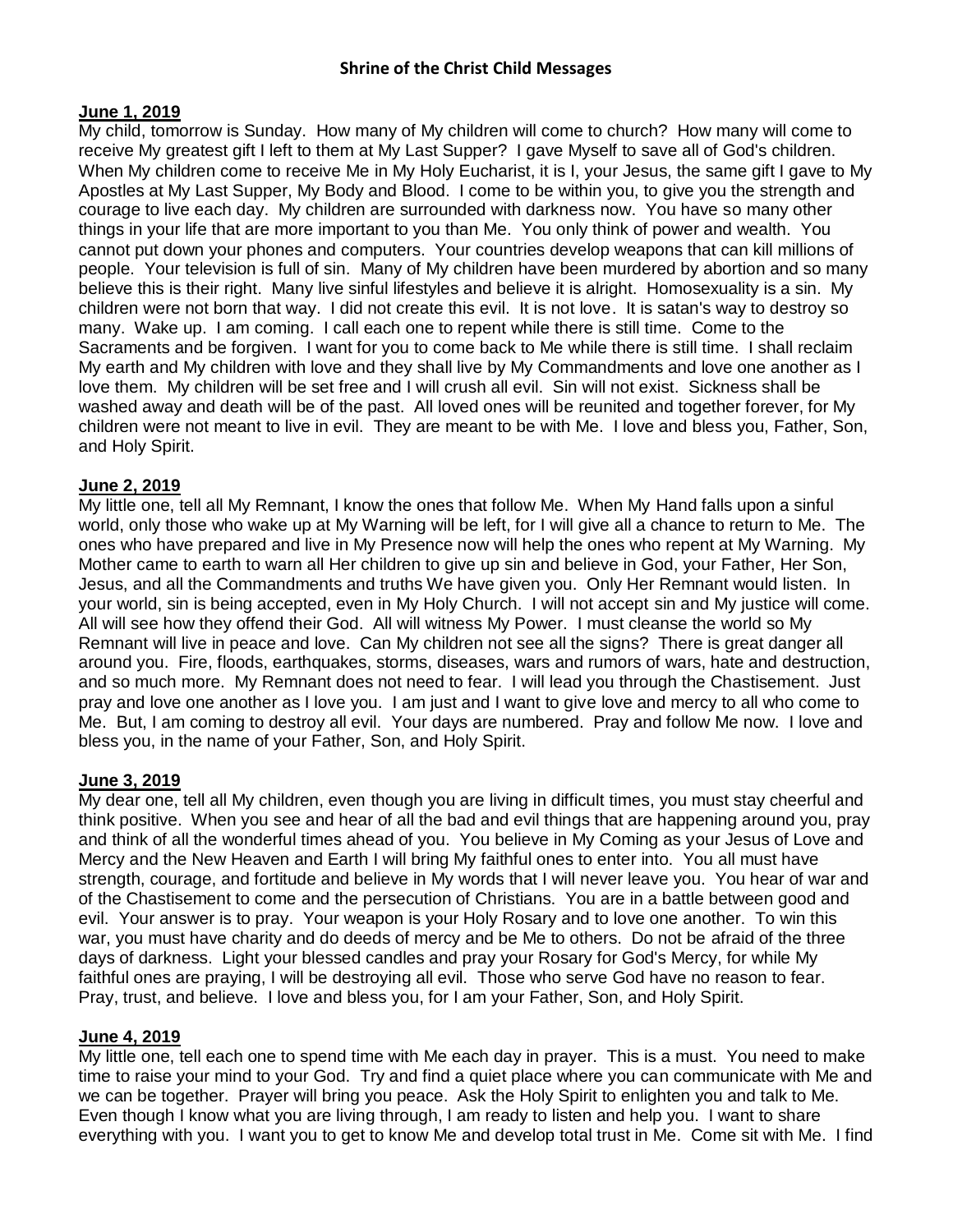# Shrine of the Christ Child Messages

**June 1, 2019**

My child, tomorrow is Sunday. How many of My children will come to church? How many will come to receive My greatest gift I left to them at My Last Supper? I gave Myself to save all of God's children. When My children come to receive Me in My Holy Eucharist, it is I, your Jesus, the same gift I gave to My Apostles at My Last Supper, My Body and Blood. I come to be within you, to give you the strength and courage to live each day. My children are surrounded with darkness now. You have so many other things in your life that are more important to you than Me. You only think of power and wealth. You cannot put down your phones and computers. Your countries develop weapons that can kill millions of people. Your television is full of sin. Many of My children have been murdered by abortion and so many believe this is their right. Many live sinful lifestyles and believe it is alright. Homosexuality is a sin. My children were not born that way. I did not create this evil. It is not love. It is satan's way to destroy so many. Wake up. I am coming. I call each one to repent while there is still time. Come to the Sacraments and be forgiven. I want for you to come back to Me while there is still time. I shall reclaim My earth and My children with love and they shall live by My Commandments and love one another as I love them. My children will be set free and I will crush all evil. Sin will not exist. Sickness shall be washed away and death will be of the past. All loved ones will be reunited and together forever, for My children were not meant to live in evil. They are meant to be with Me. I love and bless you, Father, Son, and Holy Spirit.

**June 2, 2019**

My little one, tell all My Remnant, I know the ones that follow Me. When My Hand falls upon a sinful world, only those who wake up at My Warning will be left, for I will give all a chance to return to Me. The ones who have prepared and live in My Presence now will help the ones who repent at My Warning. My Mother came to earth to warn all Her children to give up sin and believe in God, your Father, Her Son, Jesus, and all the Commandments and truths We have given you. Only Her Remnant would listen. In your world, sin is being accepted, even in My Holy Church. I will not accept sin and My justice will come. All will see how they offend their God. All will witness My Power. I must cleanse the world so My Remnant will live in peace and love. Can My children not see all the signs? There is great danger all around you. Fire, floods, earthquakes, storms, diseases, wars and rumors of wars, hate and destruction, and so much more. My Remnant does not need to fear. I will lead you through the Chastisement. Just pray and love one another as I love you. I am just and I want to give love and mercy to all who come to Me. But, I am coming to destroy all evil. Your days are numbered. Pray and follow Me now. I love and bless you, in the name of your Father, Son, and Holy Spirit.

**June 3, 2019**

My dear one, tell all My children, even though you are living in difficult times, you must stay cheerful and think positive. When you see and hear of all the bad and evil things that are happening around you, pray and think of all the wonderful times ahead of you. You believe in My Coming as your Jesus of Love and Mercy and the New Heaven and Earth I will bring My faithful ones to enter into. You all must have strength, courage, and fortitude and believe in My words that I will never leave you. You hear of war and of the Chastisement to come and the persecution of Christians. You are in a battle between good and evil. Your answer is to pray. Your weapon is your Holy Rosary and to love one another. To win this war, you must have charity and do deeds of mercy and be Me to others. Do not be afraid of the three days of darkness. Light your blessed candles and pray your Rosary for God's Mercy, for while My faithful ones are praying, I will be destroying all evil. Those who serve God have no reason to fear. Pray, trust, and believe. I love and bless you, for I am your Father, Son, and Holy Spirit.

**June 4, 2019**

My little one, tell each one to spend time with Me each day in prayer. This is a must. You need to make time to raise your mind to your God. Try and find a quiet place where you can communicate with Me and we can be together. Prayer will bring you peace. Ask the Holy Spirit to enlighten you and talk to Me. Even though I know what you are living through, I am ready to listen and help you. I want to share everything with you. I want you to get to know Me and develop total trust in Me. Come sit with Me. I find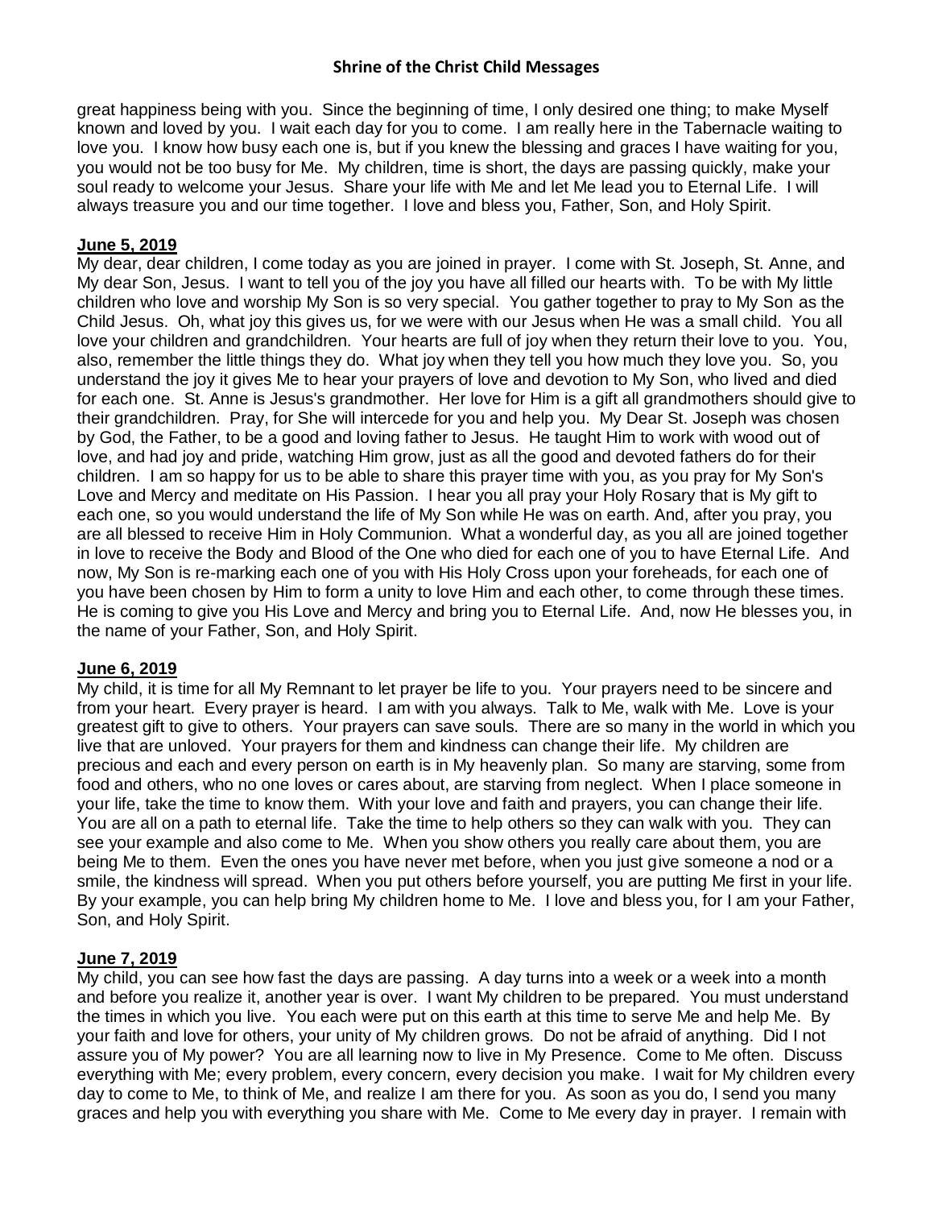great happiness being with you. Since the beginning of time, I only desired one thing; to make Myself known and loved by you. I wait each day for you to come. I am really here in the Tabernacle waiting to love you. I know how busy each one is, but if you knew the blessing and graces I have waiting for you, you would not be too busy for Me. My children, time is short, the days are passing quickly, make your soul ready to welcome your Jesus. Share your life with Me and let Me lead you to Eternal Life. I will always treasure you and our time together. I love and bless you, Father, Son, and Holy Spirit.

**June 5, 2019**

My dear, dear children, I come today as you are joined in prayer. I come with St. Joseph, St. Anne, and My dear Son, Jesus. I want to tell you of the joy you have all filled our hearts with. To be with My little children who love and worship My Son is so very special. You gather together to pray to My Son as the Child Jesus. Oh, what joy this gives us, for we were with our Jesus when He was a small child. You all love your children and grandchildren. Your hearts are full of joy when they return their love to you. You, also, remember the little things they do. What joy when they tell you how much they love you. So, you understand the joy it gives Me to hear your prayers of love and devotion to My Son, who lived and died for each one. St. Anne is Jesus's grandmother. Her love for Him is a gift all grandmothers should give to their grandchildren. Pray, for She will intercede for you and help you. My Dear St. Joseph was chosen by God, the Father, to be a good and loving father to Jesus. He taught Him to work with wood out of love, and had joy and pride, watching Him grow, just as all the good and devoted fathers do for their children. I am so happy for us to be able to share this prayer time with you, as you pray for My Son's Love and Mercy and meditate on His Passion. I hear you all pray your Holy Rosary that is My gift to each one, so you would understand the life of My Son while He was on earth. And, after you pray, you are all blessed to receive Him in Holy Communion. What a wonderful day, as you all are joined together in love to receive the Body and Blood of the One who died for each one of you to have Eternal Life. And now, My Son is re-marking each one of you with His Holy Cross upon your foreheads, for each one of you have been chosen by Him to form a unity to love Him and each other, to come through these times. He is coming to give you His Love and Mercy and bring you to Eternal Life. And, now He blesses you, in the name of your Father, Son, and Holy Spirit.

**June 6, 2019**

My child, it is time for all My Remnant to let prayer be life to you. Your prayers need to be sincere and from your heart. Every prayer is heard. I am with you always. Talk to Me, walk with Me. Love is your greatest gift to give to others. Your prayers can save souls. There are so many in the world in which you live that are unloved. Your prayers for them and kindness can change their life. My children are precious and each and every person on earth is in My heavenly plan. So many are starving, some from food and others, who no one loves or cares about, are starving from neglect. When I place someone in your life, take the time to know them. With your love and faith and prayers, you can change their life. You are all on a path to eternal life. Take the time to help others so they can walk with you. They can see your example and also come to Me. When you show others you really care about them, you are being Me to them. Even the ones you have never met before, when you just give someone a nod or a smile, the kindness will spread. When you put others before yourself, you are putting Me first in your life. By your example, you can help bring My children home to Me. I love and bless you, for I am your Father, Son, and Holy Spirit.

**June 7, 2019**

My child, you can see how fast the days are passing. A day turns into a week or a week into a month and before you realize it, another year is over. I want My children to be prepared. You must understand the times in which you live. You each were put on this earth at this time to serve Me and help Me. By your faith and love for others, your unity of My children grows. Do not be afraid of anything. Did I not assure you of My power? You are all learning now to live in My Presence. Come to Me often. Discuss everything with Me; every problem, every concern, every decision you make. I wait for My children every day to come to Me, to think of Me, and realize I am there for you. As soon as you do, I send you many graces and help you with everything you share with Me. Come to Me every day in prayer. I remain with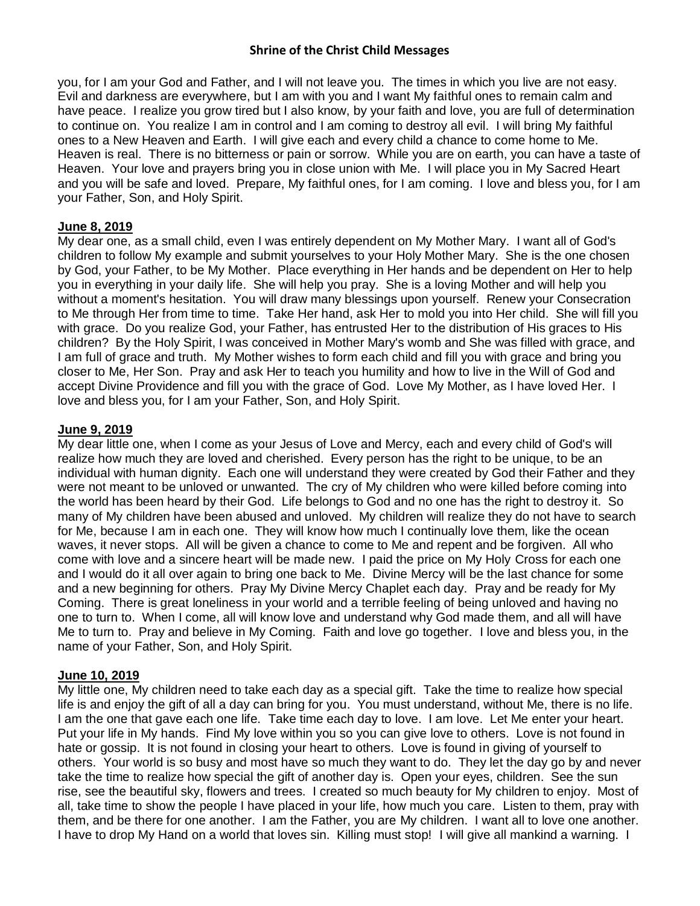you, for I am your God and Father, and I will not leave you. The times in which you live are not easy. Evil and darkness are everywhere, but I am with you and I want My faithful ones to remain calm and have peace. I realize you grow tired but I also know, by your faith and love, you are full of determination to continue on. You realize I am in control and I am coming to destroy all evil. I will bring My faithful ones to a New Heaven and Earth. I will give each and every child a chance to come home to Me. Heaven is real. There is no bitterness or pain or sorrow. While you are on earth, you can have a taste of Heaven. Your love and prayers bring you in close union with Me. I will place you in My Sacred Heart and you will be safe and loved. Prepare, My faithful ones, for I am coming. I love and bless you, for I am your Father, Son, and Holy Spirit.

**June 8, 2019**

My dear one, as a small child, even I was entirely dependent on My Mother Mary. I want all of God's children to follow My example and submit yourselves to your Holy Mother Mary. She is the one chosen by God, your Father, to be My Mother. Place everything in Her hands and be dependent on Her to help you in everything in your daily life. She will help you pray. She is a loving Mother and will help you without a moment's hesitation. You will draw many blessings upon yourself. Renew your Consecration to Me through Her from time to time. Take Her hand, ask Her to mold you into Her child. She will fill you with grace. Do you realize God, your Father, has entrusted Her to the distribution of His graces to His children? By the Holy Spirit, I was conceived in Mother Mary's womb and She was filled with grace, and I am full of grace and truth. My Mother wishes to form each child and fill you with grace and bring you closer to Me, Her Son. Pray and ask Her to teach you humility and how to live in the Will of God and accept Divine Providence and fill you with the grace of God. Love My Mother, as I have loved Her. I love and bless you, for I am your Father, Son, and Holy Spirit.

**June 9, 2019**

My dear little one, when I come as your Jesus of Love and Mercy, each and every child of God's will realize how much they are loved and cherished. Every person has the right to be unique, to be an individual with human dignity. Each one will understand they were created by God their Father and they were not meant to be unloved or unwanted. The cry of My children who were killed before coming into the world has been heard by their God. Life belongs to God and no one has the right to destroy it. So many of My children have been abused and unloved. My children will realize they do not have to search for Me, because I am in each one. They will know how much I continually love them, like the ocean waves, it never stops. All will be given a chance to come to Me and repent and be forgiven. All who come with love and a sincere heart will be made new. I paid the price on My Holy Cross for each one and I would do it all over again to bring one back to Me. Divine Mercy will be the last chance for some and a new beginning for others. Pray My Divine Mercy Chaplet each day. Pray and be ready for My Coming. There is great loneliness in your world and a terrible feeling of being unloved and having no one to turn to. When I come, all will know love and understand why God made them, and all will have Me to turn to. Pray and believe in My Coming. Faith and love go together. I love and bless you, in the name of your Father, Son, and Holy Spirit.

**June 10, 2019**

My little one, My children need to take each day as a special gift. Take the time to realize how special life is and enjoy the gift of all a day can bring for you. You must understand, without Me, there is no life. I am the one that gave each one life. Take time each day to love. I am love. Let Me enter your heart. Put your life in My hands. Find My love within you so you can give love to others. Love is not found in hate or gossip. It is not found in closing your heart to others. Love is found in giving of yourself to others. Your world is so busy and most have so much they want to do. They let the day go by and never take the time to realize how special the gift of another day is. Open your eyes, children. See the sun rise, see the beautiful sky, flowers and trees. I created so much beauty for My children to enjoy. Most of all, take time to show the people I have placed in your life, how much you care. Listen to them, pray with them, and be there for one another. I am the Father, you are My children. I want all to love one another. I have to drop My Hand on a world that loves sin. Killing must stop! I will give all mankind a warning. I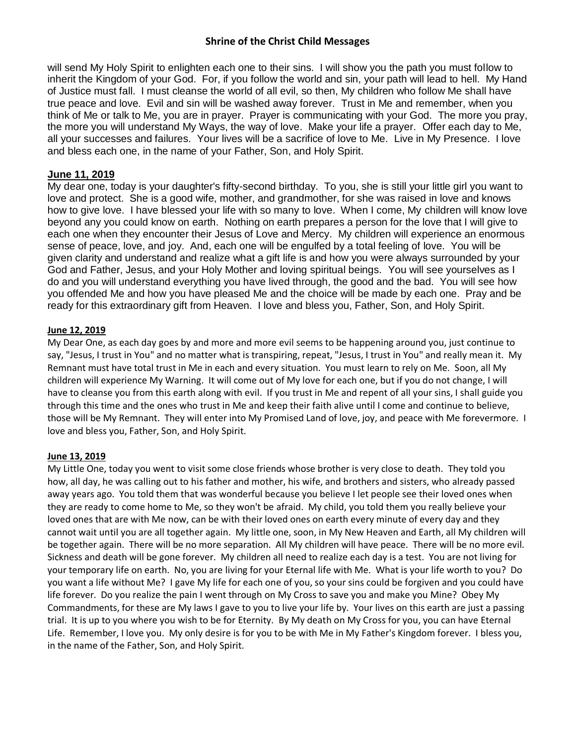will send My Holy Spirit to enlighten each one to their sins. I will show you the path you must follow to inherit the Kingdom of your God. For, if you follow the world and sin, your path will lead to hell. My Hand of Justice must fall. I must cleanse the world of all evil, so then, My children who follow Me shall have true peace and love. Evil and sin will be washed away forever. Trust in Me and remember, when you think of Me or talk to Me, you are in prayer. Prayer is communicating with your God. The more you pray, the more you will understand My Ways, the way of love. Make your life a prayer. Offer each day to Me, all your successes and failures. Your lives will be a sacrifice of love to Me. Live in My Presence. I love and bless each one, in the name of your Father, Son, and Holy Spirit.

**June 11, 2019**

My dear one, today is your daughter's fifty-second birthday. To you, she is still your little girl you want to love and protect. She is a good wife, mother, and grandmother, for she was raised in love and knows how to give love. I have blessed your life with so many to love. When I come, My children will know love beyond any you could know on earth. Nothing on earth prepares a person for the love that I will give to each one when they encounter their Jesus of Love and Mercy. My children will experience an enormous sense of peace, love, and joy. And, each one will be engulfed by a total feeling of love. You will be given clarity and understand and realize what a gift life is and how you were always surrounded by your God and Father, Jesus, and your Holy Mother and loving spiritual beings. You will see yourselves as I do and you will understand everything you have lived through, the good and the bad. You will see how you offended Me and how you have pleased Me and the choice will be made by each one. Pray and be ready for this extraordinary gift from Heaven. I love and bless you, Father, Son, and Holy Spirit.

**June 12, 2019**

My Dear One, as each day goes by and more and more evil seems to be happening around you, just continue to say, "Jesus, I trust in You" and no matter what is transpiring, repeat, "Jesus, I trust in You" and really mean it. My Remnant must have total trust in Me in each and every situation. You must learn to rely on Me. Soon, all My children will experience My Warning. It will come out of My love for each one, but if you do not change, I will have to cleanse you from this earth along with evil. If you trust in Me and repent of all your sins, I shall guide you through this time and the ones who trust in Me and keep their faith alive until I come and continue to believe, those will be My Remnant. They will enter into My Promised Land of love, joy, and peace with Me forevermore. I love and bless you, Father, Son, and Holy Spirit.

**June 13, 2019**

My Little One, today you went to visit some close friends whose brother is very close to death. They told you how, all day, he was calling out to his father and mother, his wife, and brothers and sisters, who already passed away years ago. You told them that was wonderful because you believe I let people see their loved ones when they are ready to come home to Me, so they won't be afraid. My child, you told them you really believe your loved ones that are with Me now, can be with their loved ones on earth every minute of every day and they cannot wait until you are all together again. My little one, soon, in My New Heaven and Earth, all My children will be together again. There will be no more separation. All My children will have peace. There will be no more evil. Sickness and death will be gone forever. My children all need to realize each day is a test. You are not living for your temporary life on earth. No, you are living for your Eternal life with Me. What is your life worth to you? Do you want a life without Me? I gave My life for each one of you, so your sins could be forgiven and you could have life forever. Do you realize the pain I went through on My Cross to save you and make you Mine? Obey My Commandments, for these are My laws I gave to you to live your life by. Your lives on this earth are just a passing trial. It is up to you where you wish to be for Eternity. By My death on My Cross for you, you can have Eternal Life. Remember, I love you. My only desire is for you to be with Me in My Father's Kingdom forever. I bless you, in the name of the Father, Son, and Holy Spirit.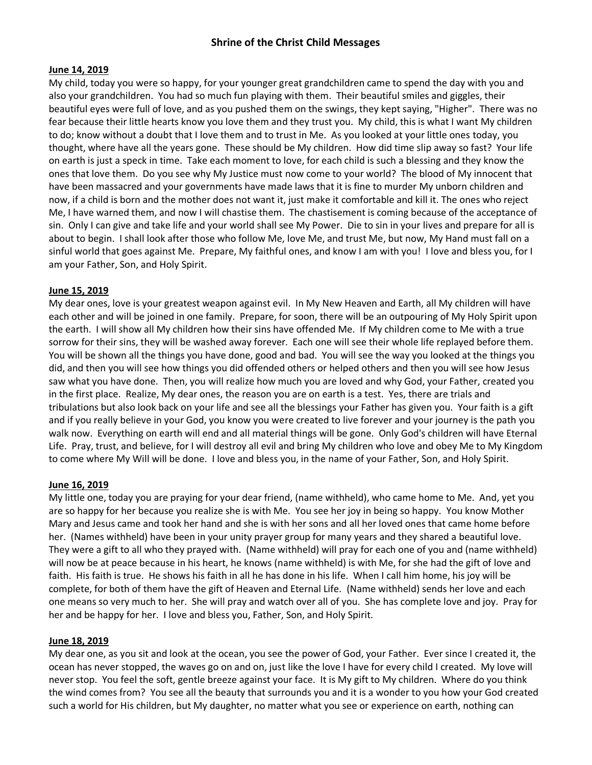# Shrine of the Christ Child Messages

**June 14, 2019**

My child, today you were so happy, for your younger great grandchildren came to spend the day with you and also your grandchildren. You had so much fun playing with them. Their beautiful smiles and giggles, their beautiful eyes were full of love, and as you pushed them on the swings, they kept saying, "Higher". There was no fear because their little hearts know you love them and they trust you. My child, this is what I want My children to do; know without a doubt that I love them and to trust in Me. As you looked at your little ones today, you thought, where have all the years gone. These should be My children. How did time slip away so fast? Your life on earth is just a speck in time. Take each moment to love, for each child is such a blessing and they know the ones that love them. Do you see why My Justice must now come to your world? The blood of My innocent that have been massacred and your governments have made laws that it is fine to murder My unborn children and now, if a child is born and the mother does not want it, just make it comfortable and kill it. The ones who reject Me, I have warned them, and now I will chastise them. The chastisement is coming because of the acceptance of sin. Only I can give and take life and your world shall see My Power. Die to sin in your lives and prepare for all is about to begin. I shall look after those who follow Me, love Me, and trust Me, but now, My Hand must fall on a sinful world that goes against Me. Prepare, My faithful ones, and know I am with you! I love and bless you, for I am your Father, Son, and Holy Spirit.

**June 15, 2019**

My dear ones, love is your greatest weapon against evil. In My New Heaven and Earth, all My children will have each other and will be joined in one family. Prepare, for soon, there will be an outpouring of My Holy Spirit upon the earth. I will show all My children how their sins have offended Me. If My children come to Me with a true sorrow for their sins, they will be washed away forever. Each one will see their whole life replayed before them. You will be shown all the things you have done, good and bad. You will see the way you looked at the things you did, and then you will see how things you did offended others or helped others and then you will see how Jesus saw what you have done. Then, you will realize how much you are loved and why God, your Father, created you in the first place. Realize, My dear ones, the reason you are on earth is a test. Yes, there are trials and tribulations but also look back on your life and see all the blessings your Father has given you. Your faith is a gift and if you really believe in your God, you know you were created to live forever and your journey is the path you walk now. Everything on earth will end and all material things will be gone. Only God's children will have Eternal Life. Pray, trust, and believe, for I will destroy all evil and bring My children who love and obey Me to My Kingdom to come where My Will will be done. I love and bless you, in the name of your Father, Son, and Holy Spirit.

**June 16, 2019**

My little one, today you are praying for your dear friend, (name withheld), who came home to Me. And, yet you are so happy for her because you realize she is with Me. You see her joy in being so happy. You know Mother Mary and Jesus came and took her hand and she is with her sons and all her loved ones that came home before her. (Names withheld) have been in your unity prayer group for many years and they shared a beautiful love. They were a gift to all who they prayed with. (Name withheld) will pray for each one of you and (name withheld) will now be at peace because in his heart, he knows (name withheld) is with Me, for she had the gift of love and faith. His faith is true. He shows his faith in all he has done in his life. When I call him home, his joy will be complete, for both of them have the gift of Heaven and Eternal Life. (Name withheld) sends her love and each one means so very much to her. She will pray and watch over all of you. She has complete love and joy. Pray for her and be happy for her. I love and bless you, Father, Son, and Holy Spirit.

**June 18, 2019**

My dear one, as you sit and look at the ocean, you see the power of God, your Father. Ever since I created it, the ocean has never stopped, the waves go on and on, just like the love I have for every child I created. My love will never stop. You feel the soft, gentle breeze against your face. It is My gift to My children. Where do you think the wind comes from? You see all the beauty that surrounds you and it is a wonder to you how your God created such a world for His children, but My daughter, no matter what you see or experience on earth, nothing can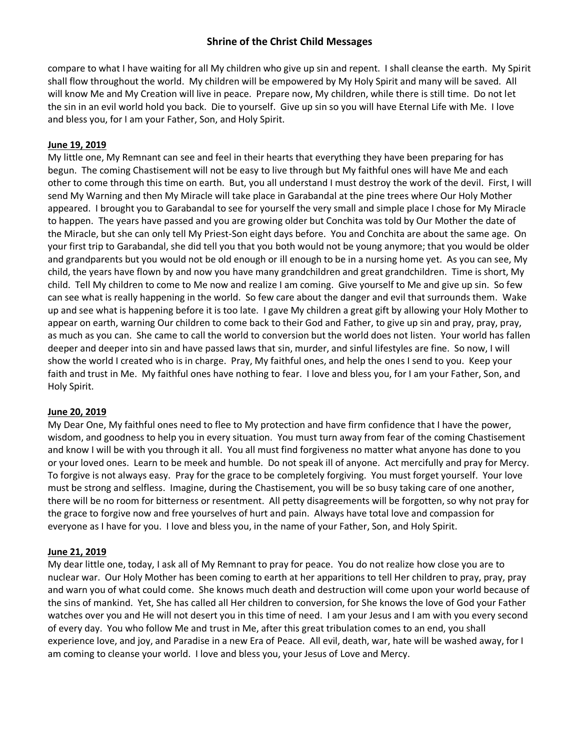compare to what I have waiting for all My children who give up sin and repent. I shall cleanse the earth. My Spirit shall flow throughout the world. My children will be empowered by My Holy Spirit and many will be saved. All will know Me and My Creation will live in peace. Prepare now, My children, while there is still time. Do not let the sin in an evil world hold you back. Die to yourself. Give up sin so you will have Eternal Life with Me. I love and bless you, for I am your Father, Son, and Holy Spirit.

**June 19, 2019**

My little one, My Remnant can see and feel in their hearts that everything they have been preparing for has begun. The coming Chastisement will not be easy to live through but My faithful ones will have Me and each other to come through this time on earth. But, you all understand I must destroy the work of the devil. First, I will send My Warning and then My Miracle will take place in Garabandal at the pine trees where Our Holy Mother appeared. I brought you to Garabandal to see for yourself the very small and simple place I chose for My Miracle to happen. The years have passed and you are growing older but Conchita was told by Our Mother the date of the Miracle, but she can only tell My Priest-Son eight days before. You and Conchita are about the same age. On your first trip to Garabandal, she did tell you that you both would not be young anymore; that you would be older and grandparents but you would not be old enough or ill enough to be in a nursing home yet. As you can see, My child, the years have flown by and now you have many grandchildren and great grandchildren. Time is short, My child. Tell My children to come to Me now and realize I am coming. Give yourself to Me and give up sin. So few can see what is really happening in the world. So few care about the danger and evil that surrounds them. Wake up and see what is happening before it is too late. I gave My children a great gift by allowing your Holy Mother to appear on earth, warning Our children to come back to their God and Father, to give up sin and pray, pray, pray, as much as you can. She came to call the world to conversion but the world does not listen. Your world has fallen deeper and deeper into sin and have passed laws that sin, murder, and sinful lifestyles are fine. So now, I will show the world I created who is in charge. Pray, My faithful ones, and help the ones I send to you. Keep your faith and trust in Me. My faithful ones have nothing to fear. I love and bless you, for I am your Father, Son, and Holy Spirit.

**June 20, 2019**

My Dear One, My faithful ones need to flee to My protection and have firm confidence that I have the power, wisdom, and goodness to help you in every situation. You must turn away from fear of the coming Chastisement and know I will be with you through it all. You all must find forgiveness no matter what anyone has done to you or your loved ones. Learn to be meek and humble. Do not speak ill of anyone. Act mercifully and pray for Mercy. To forgive is not always easy. Pray for the grace to be completely forgiving. You must forget yourself. Your love must be strong and selfless. Imagine, during the Chastisement, you will be so busy taking care of one another, there will be no room for bitterness or resentment. All petty disagreements will be forgotten, so why not pray for the grace to forgive now and free yourselves of hurt and pain. Always have total love and compassion for everyone as I have for you. I love and bless you, in the name of your Father, Son, and Holy Spirit.

**June 21, 2019**

My dear little one, today, I ask all of My Remnant to pray for peace. You do not realize how close you are to nuclear war. Our Holy Mother has been coming to earth at her apparitions to tell Her children to pray, pray, pray and warn you of what could come. She knows much death and destruction will come upon your world because of the sins of mankind. Yet, She has called all Her children to conversion, for She knows the love of God your Father watches over you and He will not desert you in this time of need. I am your Jesus and I am with you every second of every day. You who follow Me and trust in Me, after this great tribulation comes to an end, you shall experience love, and joy, and Paradise in a new Era of Peace. All evil, death, war, hate will be washed away, for I am coming to cleanse your world. I love and bless you, your Jesus of Love and Mercy.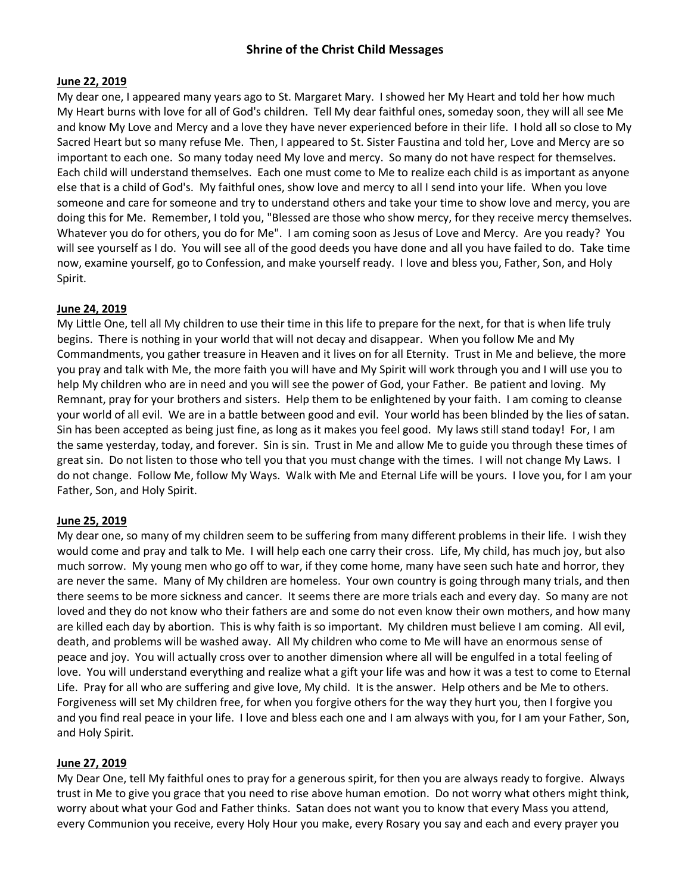## Shrine of the Christ Child Messages

**June 22, 2019**

My dear one, I appeared many years ago to St. Margaret Mary. I showed her My Heart and told her how much My Heart burns with love for all of God's children. Tell My dear faithful ones, someday soon, they will all see Me and know My Love and Mercy and a love they have never experienced before in their life. I hold all so close to My Sacred Heart but so many refuse Me. Then, I appeared to St. Sister Faustina and told her, Love and Mercy are so important to each one. So many today need My love and mercy. So many do not have respect for themselves. Each child will understand themselves. Each one must come to Me to realize each child is as important as anyone else that is a child of God's. My faithful ones, show love and mercy to all I send into your life. When you love someone and care for someone and try to understand others and take your time to show love and mercy, you are doing this for Me. Remember, I told you, "Blessed are those who show mercy, for they receive mercy themselves. Whatever you do for others, you do for Me". I am coming soon as Jesus of Love and Mercy. Are you ready? You will see yourself as I do. You will see all of the good deeds you have done and all you have failed to do. Take time now, examine yourself, go to Confession, and make yourself ready. I love and bless you, Father, Son, and Holy Spirit.

**June 24, 2019**

My Little One, tell all My children to use their time in this life to prepare for the next, for that is when life truly begins. There is nothing in your world that will not decay and disappear. When you follow Me and My Commandments, you gather treasure in Heaven and it lives on for all Eternity. Trust in Me and believe, the more you pray and talk with Me, the more faith you will have and My Spirit will work through you and I will use you to help My children who are in need and you will see the power of God, your Father. Be patient and loving. My Remnant, pray for your brothers and sisters. Help them to be enlightened by your faith. I am coming to cleanse your world of all evil. We are in a battle between good and evil. Your world has been blinded by the lies of satan. Sin has been accepted as being just fine, as long as it makes you feel good. My laws still stand today! For, I am the same yesterday, today, and forever. Sin is sin. Trust in Me and allow Me to guide you through these times of great sin. Do not listen to those who tell you that you must change with the times. I will not change My Laws. I do not change. Follow Me, follow My Ways. Walk with Me and Eternal Life will be yours. I love you, for I am your Father, Son, and Holy Spirit.

**June 25, 2019**

My dear one, so many of my children seem to be suffering from many different problems in their life. I wish they would come and pray and talk to Me. I will help each one carry their cross. Life, My child, has much joy, but also much sorrow. My young men who go off to war, if they come home, many have seen such hate and horror, they are never the same. Many of My children are homeless. Your own country is going through many trials, and then there seems to be more sickness and cancer. It seems there are more trials each and every day. So many are not loved and they do not know who their fathers are and some do not even know their own mothers, and how many are killed each day by abortion. This is why faith is so important. My children must believe I am coming. All evil, death, and problems will be washed away. All My children who come to Me will have an enormous sense of peace and joy. You will actually cross over to another dimension where all will be engulfed in a total feeling of love. You will understand everything and realize what a gift your life was and how it was a test to come to Eternal Life. Pray for all who are suffering and give love, My child. It is the answer. Help others and be Me to others. Forgiveness will set My children free, for when you forgive others for the way they hurt you, then I forgive you and you find real peace in your life. I love and bless each one and I am always with you, for I am your Father, Son, and Holy Spirit.

**June 27, 2019**

My Dear One, tell My faithful ones to pray for a generous spirit, for then you are always ready to forgive. Always trust in Me to give you grace that you need to rise above human emotion. Do not worry what others might think, worry about what your God and Father thinks. Satan does not want you to know that every Mass you attend, every Communion you receive, every Holy Hour you make, every Rosary you say and each and every prayer you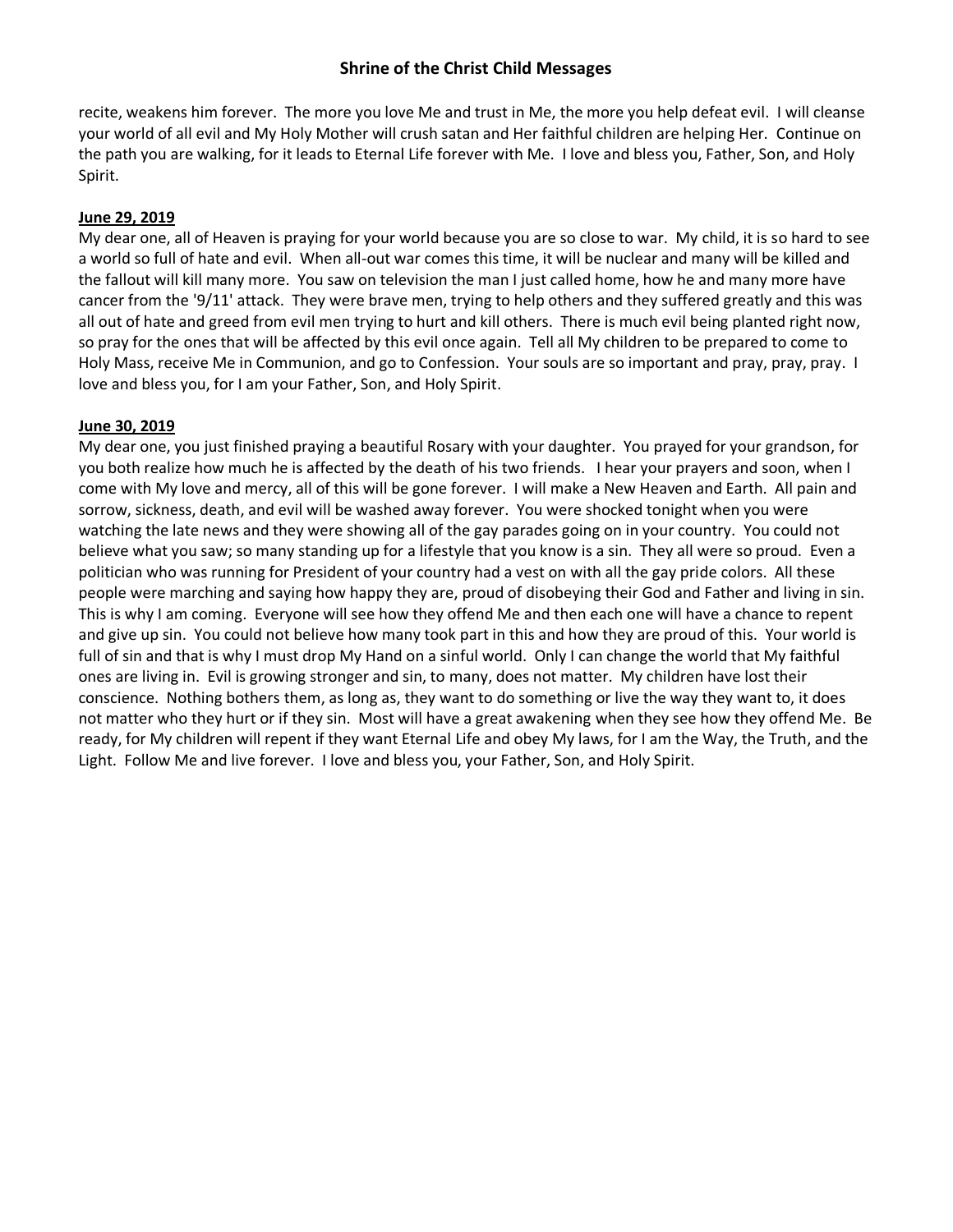recite, weakens him forever. The more you love Me and trust in Me, the more you help defeat evil. I will cleanse your world of all evil and My Holy Mother will crush satan and Her faithful children are helping Her. Continue on the path you are walking, for it leads to Eternal Life forever with Me. I love and bless you, Father, Son, and Holy Spirit.

**June 29, 2019**

My dear one, all of Heaven is praying for your world because you are so close to war. My child, it is so hard to see a world so full of hate and evil. When all-out war comes this time, it will be nuclear and many will be killed and the fallout will kill many more. You saw on television the man I just called home, how he and many more have cancer from the '9/11' attack. They were brave men, trying to help others and they suffered greatly and this was all out of hate and greed from evil men trying to hurt and kill others. There is much evil being planted right now, so pray for the ones that will be affected by this evil once again. Tell all My children to be prepared to come to Holy Mass, receive Me in Communion, and go to Confession. Your souls are so important and pray, pray, pray. I love and bless you, for I am your Father, Son, and Holy Spirit.

**June 30, 2019**

My dear one, you just finished praying a beautiful Rosary with your daughter. You prayed for your grandson, for you both realize how much he is affected by the death of his two friends. I hear your prayers and soon, when I come with My love and mercy, all of this will be gone forever. I will make a New Heaven and Earth. All pain and sorrow, sickness, death, and evil will be washed away forever. You were shocked tonight when you were watching the late news and they were showing all of the gay parades going on in your country. You could not believe what you saw; so many standing up for a lifestyle that you know is a sin. They all were so proud. Even a politician who was running for President of your country had a vest on with all the gay pride colors. All these people were marching and saying how happy they are, proud of disobeying their God and Father and living in sin. This is why I am coming. Everyone will see how they offend Me and then each one will have a chance to repent and give up sin. You could not believe how many took part in this and how they are proud of this. Your world is full of sin and that is why I must drop My Hand on a sinful world. Only I can change the world that My faithful ones are living in. Evil is growing stronger and sin, to many, does not matter. My children have lost their conscience. Nothing bothers them, as long as, they want to do something or live the way they want to, it does not matter who they hurt or if they sin. Most will have a great awakening when they see how they offend Me. Be ready, for My children will repent if they want Eternal Life and obey My laws, for I am the Way, the Truth, and the Light. Follow Me and live forever. I love and bless you, your Father, Son, and Holy Spirit.